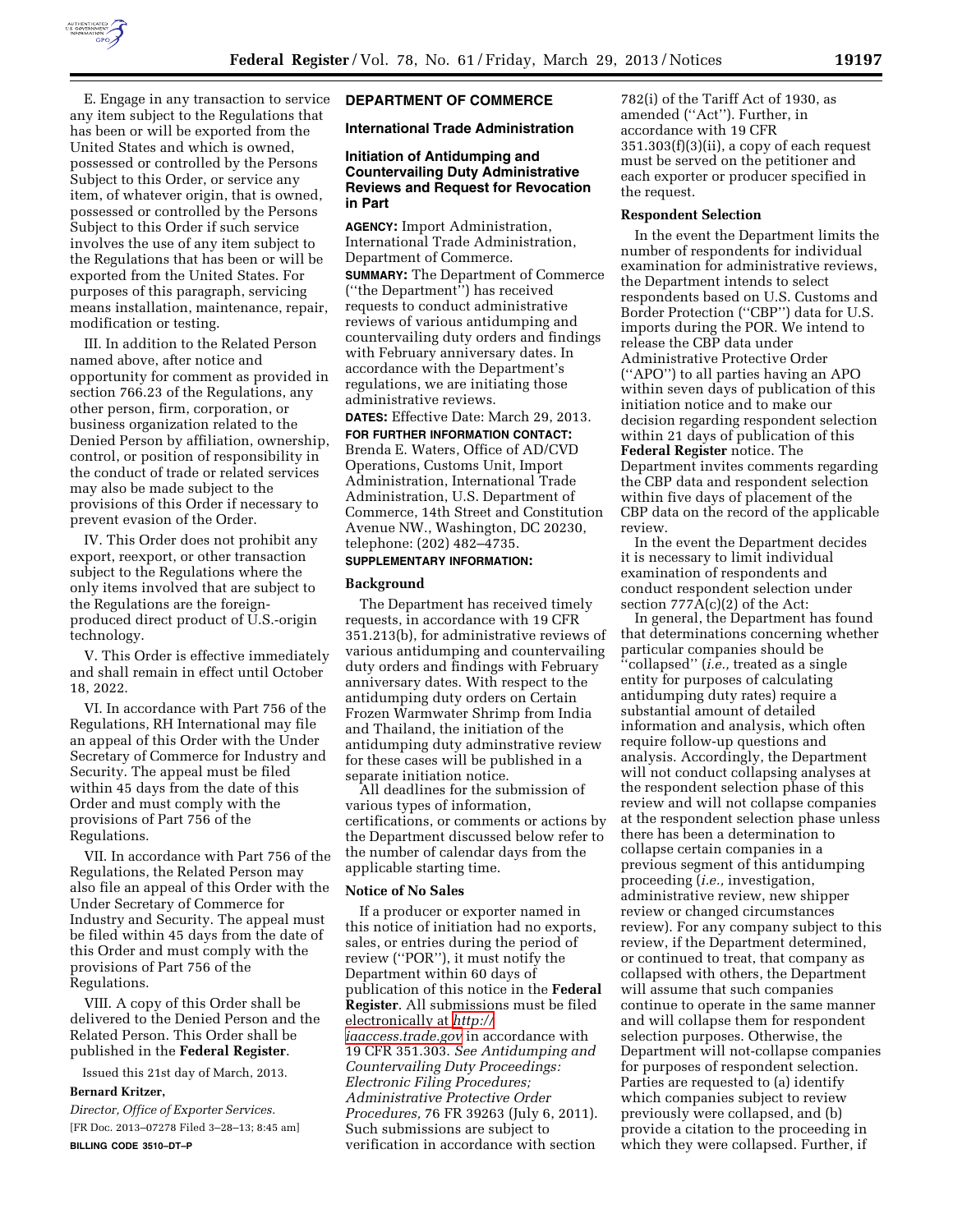E. Engage in any transaction to service any item subject to the Regulations that has been or will be exported from the United States and which is owned, possessed or controlled by the Persons Subject to this Order, or service any item, of whatever origin, that is owned, possessed or controlled by the Persons Subject to this Order if such service involves the use of any item subject to the Regulations that has been or will be exported from the United States. For purposes of this paragraph, servicing means installation, maintenance, repair, modification or testing.

III. In addition to the Related Person named above, after notice and opportunity for comment as provided in section 766.23 of the Regulations, any other person, firm, corporation, or business organization related to the Denied Person by affiliation, ownership, control, or position of responsibility in the conduct of trade or related services may also be made subject to the provisions of this Order if necessary to prevent evasion of the Order.

IV. This Order does not prohibit any export, reexport, or other transaction subject to the Regulations where the only items involved that are subject to the Regulations are the foreign-produced direct product of U.S.-origin technology.

V. This Order is effective immediately and shall remain in effect until October 18, 2022.

VI. In accordance with Part 756 of the Regulations, RH International may file an appeal of this Order with the Under Secretary of Commerce for Industry and Security. The appeal must be filed within 45 days from the date of this Order and must comply with the provisions of Part 756 of the Regulations.

VII. In accordance with Part 756 of the Regulations, the Related Person may also file an appeal of this Order with the Under Secretary of Commerce for Industry and Security. The appeal must be filed within 45 days from the date of this Order and must comply with the provisions of Part 756 of the Regulations.

VIII. A copy of this Order shall be delivered to the Denied Person and the Related Person. This Order shall be published in the **Federal Register**.

Issued this 21st day of March, 2013.

**Bernard Kritzer,**

*Director, Office of Exporter Services.*

[FR Doc. 2013–07278 Filed 3–28–13; 8:45 am]

**BILLING CODE 3510–DT–P**

## DEPARTMENT OF COMMERCE

### International Trade Administration

### Initiation of Antidumping and Countervailing Duty Administrative Reviews and Request for Revocation in Part

**AGENCY:** Import Administration, International Trade Administration, Department of Commerce.

**SUMMARY:** The Department of Commerce (''the Department'') has received requests to conduct administrative reviews of various antidumping and countervailing duty orders and findings with February anniversary dates. In accordance with the Department's regulations, we are initiating those administrative reviews.

**DATES:** Effective Date: March 29, 2013.

**FOR FURTHER INFORMATION CONTACT:** Brenda E. Waters, Office of AD/CVD Operations, Customs Unit, Import Administration, International Trade Administration, U.S. Department of Commerce, 14th Street and Constitution Avenue NW., Washington, DC 20230, telephone: (202) 482–4735.

**SUPPLEMENTARY INFORMATION:**

#### Background

The Department has received timely requests, in accordance with 19 CFR 351.213(b), for administrative reviews of various antidumping and countervailing duty orders and findings with February anniversary dates. With respect to the antidumping duty orders on Certain Frozen Warmwater Shrimp from India and Thailand, the initiation of the antidumping duty adminstrative review for these cases will be published in a separate initiation notice.

All deadlines for the submission of various types of information, certifications, or comments or actions by the Department discussed below refer to the number of calendar days from the applicable starting time.

#### Notice of No Sales

If a producer or exporter named in this notice of initiation had no exports, sales, or entries during the period of review (''POR''), it must notify the Department within 60 days of publication of this notice in the **Federal Register**. All submissions must be filed electronically at *http://iaaccess.trade.gov* in accordance with 19 CFR 351.303. *See Antidumping and Countervailing Duty Proceedings: Electronic Filing Procedures; Administrative Protective Order Procedures,* 76 FR 39263 (July 6, 2011). Such submissions are subject to verification in accordance with section 782(i) of the Tariff Act of 1930, as amended (''Act''). Further, in accordance with 19 CFR 351.303(f)(3)(ii), a copy of each request must be served on the petitioner and each exporter or producer specified in the request.

#### Respondent Selection

In the event the Department limits the number of respondents for individual examination for administrative reviews, the Department intends to select respondents based on U.S. Customs and Border Protection (''CBP'') data for U.S. imports during the POR. We intend to release the CBP data under Administrative Protective Order (''APO'') to all parties having an APO within seven days of publication of this initiation notice and to make our decision regarding respondent selection within 21 days of publication of this **Federal Register** notice. The Department invites comments regarding the CBP data and respondent selection within five days of placement of the CBP data on the record of the applicable review.

In the event the Department decides it is necessary to limit individual examination of respondents and conduct respondent selection under section 777A(c)(2) of the Act:

In general, the Department has found that determinations concerning whether particular companies should be ''collapsed'' (*i.e.,* treated as a single entity for purposes of calculating antidumping duty rates) require a substantial amount of detailed information and analysis, which often require follow-up questions and analysis. Accordingly, the Department will not conduct collapsing analyses at the respondent selection phase of this review and will not collapse companies at the respondent selection phase unless there has been a determination to collapse certain companies in a previous segment of this antidumping proceeding (*i.e.,* investigation, administrative review, new shipper review or changed circumstances review). For any company subject to this review, if the Department determined, or continued to treat, that company as collapsed with others, the Department will assume that such companies continue to operate in the same manner and will collapse them for respondent selection purposes. Otherwise, the Department will not-collapse companies for purposes of respondent selection. Parties are requested to (a) identify which companies subject to review previously were collapsed, and (b) provide a citation to the proceeding in which they were collapsed. Further, if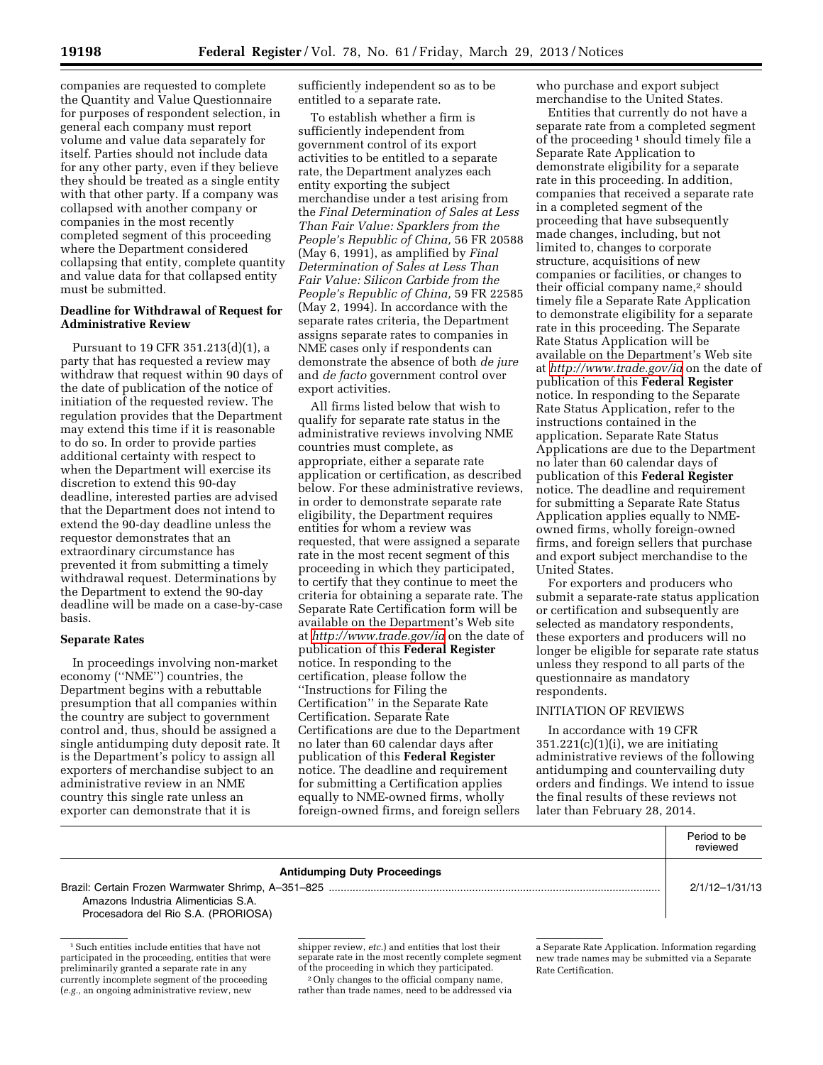companies are requested to complete the Quantity and Value Questionnaire for purposes of respondent selection, in general each company must report volume and value data separately for itself. Parties should not include data for any other party, even if they believe they should be treated as a single entity with that other party. If a company was collapsed with another company or companies in the most recently completed segment of this proceeding where the Department considered collapsing that entity, complete quantity and value data for that collapsed entity must be submitted.

**Deadline for Withdrawal of Request for Administrative Review**

Pursuant to 19 CFR 351.213(d)(1), a party that has requested a review may withdraw that request within 90 days of the date of publication of the notice of initiation of the requested review. The regulation provides that the Department may extend this time if it is reasonable to do so. In order to provide parties additional certainty with respect to when the Department will exercise its discretion to extend this 90-day deadline, interested parties are advised that the Department does not intend to extend the 90-day deadline unless the requestor demonstrates that an extraordinary circumstance has prevented it from submitting a timely withdrawal request. Determinations by the Department to extend the 90-day deadline will be made on a case-by-case basis.

**Separate Rates**

In proceedings involving non-market economy (''NME'') countries, the Department begins with a rebuttable presumption that all companies within the country are subject to government control and, thus, should be assigned a single antidumping duty deposit rate. It is the Department's policy to assign all exporters of merchandise subject to an administrative review in an NME country this single rate unless an exporter can demonstrate that it is sufficiently independent so as to be entitled to a separate rate.

To establish whether a firm is sufficiently independent from government control of its export activities to be entitled to a separate rate, the Department analyzes each entity exporting the subject merchandise under a test arising from the *Final Determination of Sales at Less Than Fair Value: Sparklers from the People's Republic of China,* 56 FR 20588 (May 6, 1991), as amplified by *Final Determination of Sales at Less Than Fair Value: Silicon Carbide from the People's Republic of China,* 59 FR 22585 (May 2, 1994). In accordance with the separate rates criteria, the Department assigns separate rates to companies in NME cases only if respondents can demonstrate the absence of both *de jure* and *de facto* government control over export activities.

All firms listed below that wish to qualify for separate rate status in the administrative reviews involving NME countries must complete, as appropriate, either a separate rate application or certification, as described below. For these administrative reviews, in order to demonstrate separate rate eligibility, the Department requires entities for whom a review was requested, that were assigned a separate rate in the most recent segment of this proceeding in which they participated, to certify that they continue to meet the criteria for obtaining a separate rate. The Separate Rate Certification form will be available on the Department's Web site at *http://www.trade.gov/ia* on the date of publication of this **Federal Register** notice. In responding to the certification, please follow the ''Instructions for Filing the Certification'' in the Separate Rate Certification. Separate Rate Certifications are due to the Department no later than 60 calendar days after publication of this **Federal Register** notice. The deadline and requirement for submitting a Certification applies equally to NME-owned firms, wholly foreign-owned firms, and foreign sellers who purchase and export subject merchandise to the United States.

Entities that currently do not have a separate rate from a completed segment of the proceeding [1] should timely file a Separate Rate Application to demonstrate eligibility for a separate rate in this proceeding. In addition, companies that received a separate rate in a completed segment of the proceeding that have subsequently made changes, including, but not limited to, changes to corporate structure, acquisitions of new companies or facilities, or changes to their official company name,[2] should timely file a Separate Rate Application to demonstrate eligibility for a separate rate in this proceeding. The Separate Rate Status Application will be available on the Department's Web site at *http://www.trade.gov/ia* on the date of publication of this **Federal Register** notice. In responding to the Separate Rate Status Application, refer to the instructions contained in the application. Separate Rate Status Applications are due to the Department no later than 60 calendar days of publication of this **Federal Register** notice. The deadline and requirement for submitting a Separate Rate Status Application applies equally to NME-owned firms, wholly foreign-owned firms, and foreign sellers that purchase and export subject merchandise to the United States.

For exporters and producers who submit a separate-rate status application or certification and subsequently are selected as mandatory respondents, these exporters and producers will no longer be eligible for separate rate status unless they respond to all parts of the questionnaire as mandatory respondents.

INITIATION OF REVIEWS

In accordance with 19 CFR 351.221(c)(1)(i), we are initiating administrative reviews of the following antidumping and countervailing duty orders and findings. We intend to issue the final results of these reviews not later than February 28, 2014.

| | Period to be reviewed |
|---|---|
| **Antidumping Duty Proceedings** | |
| Brazil: Certain Frozen Warmwater Shrimp, A–351–825 | 2/1/12–1/31/13 |
| Amazons Industria Alimenticias S.A. | |
| Procesadora del Rio S.A. (PRORIOSA) | |

[1] Such entities include entities that have not participated in the proceeding, entities that were preliminarily granted a separate rate in any currently incomplete segment of the proceeding (*e.g.,* an ongoing administrative review, new shipper review, *etc.*) and entities that lost their separate rate in the most recently complete segment of the proceeding in which they participated.

[2] Only changes to the official company name, rather than trade names, need to be addressed via a Separate Rate Application. Information regarding new trade names may be submitted via a Separate Rate Certification.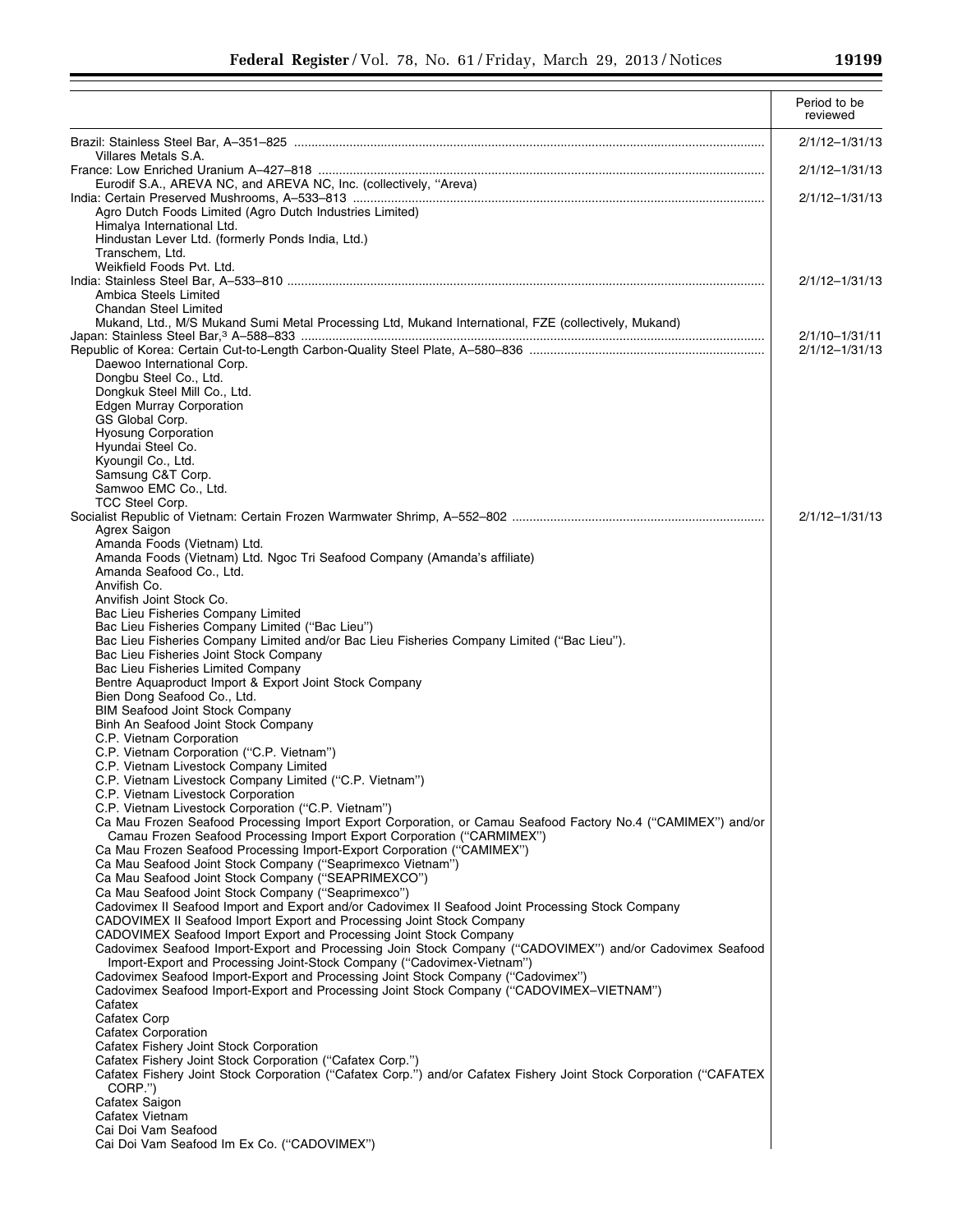| | Period to be reviewed |
|---|---|
| Brazil: Stainless Steel Bar, A–351–825 | 2/1/12–1/31/13 |
| Villares Metals S.A. | |
| France: Low Enriched Uranium A–427–818 | 2/1/12–1/31/13 |
| Eurodif S.A., AREVA NC, and AREVA NC, Inc. (collectively, "Areva) | |
| India: Certain Preserved Mushrooms, A–533–813 | 2/1/12–1/31/13 |
| Agro Dutch Foods Limited (Agro Dutch Industries Limited) | |
| Himalya International Ltd. | |
| Hindustan Lever Ltd. (formerly Ponds India, Ltd.) | |
| Transchem, Ltd. | |
| Weikfield Foods Pvt. Ltd. | |
| India: Stainless Steel Bar, A–533–810 | 2/1/12–1/31/13 |
| Ambica Steels Limited | |
| Chandan Steel Limited | |
| Mukand, Ltd., M/S Mukand Sumi Metal Processing Ltd, Mukand International, FZE (collectively, Mukand) | |
| Japan: Stainless Steel Bar,[3] A–588–833 | 2/1/10–1/31/11 |
| Republic of Korea: Certain Cut-to-Length Carbon-Quality Steel Plate, A–580–836 | 2/1/12–1/31/13 |
| Daewoo International Corp. | |
| Dongbu Steel Co., Ltd. | |
| Dongkuk Steel Mill Co., Ltd. | |
| Edgen Murray Corporation | |
| GS Global Corp. | |
| Hyosung Corporation | |
| Hyundai Steel Co. | |
| Kyoungil Co., Ltd. | |
| Samsung C&T Corp. | |
| Samwoo EMC Co., Ltd. | |
| TCC Steel Corp. | |
| Socialist Republic of Vietnam: Certain Frozen Warmwater Shrimp, A–552–802 | 2/1/12–1/31/13 |
| Agrex Saigon | |
| Amanda Foods (Vietnam) Ltd. | |
| Amanda Foods (Vietnam) Ltd. Ngoc Tri Seafood Company (Amanda's affiliate) | |
| Amanda Seafood Co., Ltd. | |
| Anvifish Co. | |
| Anvifish Joint Stock Co. | |
| Bac Lieu Fisheries Company Limited | |
| Bac Lieu Fisheries Company Limited ("Bac Lieu") | |
| Bac Lieu Fisheries Company Limited and/or Bac Lieu Fisheries Company Limited ("Bac Lieu"). | |
| Bac Lieu Fisheries Joint Stock Company | |
| Bac Lieu Fisheries Limited Company | |
| Bentre Aquaproduct Import & Export Joint Stock Company | |
| Bien Dong Seafood Co., Ltd. | |
| BIM Seafood Joint Stock Company | |
| Binh An Seafood Joint Stock Company | |
| C.P. Vietnam Corporation | |
| C.P. Vietnam Corporation ("C.P. Vietnam") | |
| C.P. Vietnam Livestock Company Limited | |
| C.P. Vietnam Livestock Company Limited ("C.P. Vietnam") | |
| C.P. Vietnam Livestock Corporation | |
| C.P. Vietnam Livestock Corporation ("C.P. Vietnam") | |
| Ca Mau Frozen Seafood Processing Import Export Corporation, or Camau Seafood Factory No.4 ("CAMIMEX") and/or Camau Frozen Seafood Processing Import Export Corporation ("CARMIMEX") | |
| Ca Mau Frozen Seafood Processing Import-Export Corporation ("CAMIMEX") | |
| Ca Mau Seafood Joint Stock Company ("Seaprimexco Vietnam") | |
| Ca Mau Seafood Joint Stock Company ("SEAPRIMEXCO") | |
| Ca Mau Seafood Joint Stock Company ("Seaprimexco") | |
| Cadovimex II Seafood Import and Export and/or Cadovimex II Seafood Joint Processing Stock Company | |
| CADOVIMEX II Seafood Import Export and Processing Joint Stock Company | |
| CADOVIMEX Seafood Import Export and Processing Joint Stock Company | |
| Cadovimex Seafood Import-Export and Processing Join Stock Company ("CADOVIMEX") and/or Cadovimex Seafood Import-Export and Processing Joint-Stock Company ("Cadovimex-Vietnam") | |
| Cadovimex Seafood Import-Export and Processing Joint Stock Company ("Cadovimex") | |
| Cadovimex Seafood Import-Export and Processing Joint Stock Company ("CADOVIMEX–VIETNAM") | |
| Cafatex | |
| Cafatex Corp | |
| Cafatex Corporation | |
| Cafatex Fishery Joint Stock Corporation | |
| Cafatex Fishery Joint Stock Corporation ("Cafatex Corp.") | |
| Cafatex Fishery Joint Stock Corporation ("Cafatex Corp.") and/or Cafatex Fishery Joint Stock Corporation ("CAFATEX CORP.") | |
| Cafatex Saigon | |
| Cafatex Vietnam | |
| Cai Doi Vam Seafood | |
| Cai Doi Vam Seafood Im Ex Co. ("CADOVIMEX") | |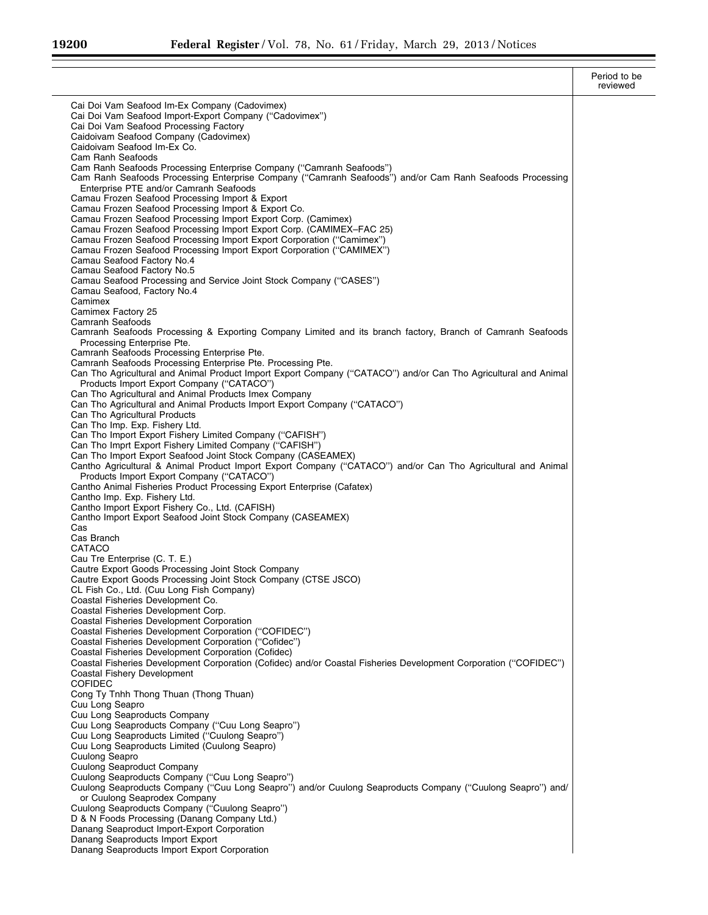| | Period to be reviewed |
|---|---|
| Cai Doi Vam Seafood Im-Ex Company (Cadovimex) | |
| Cai Doi Vam Seafood Import-Export Company (''Cadovimex'') | |
| Cai Doi Vam Seafood Processing Factory | |
| Caidoivam Seafood Company (Cadovimex) | |
| Caidoivam Seafood Im-Ex Co. | |
| Cam Ranh Seafoods | |
| Cam Ranh Seafoods Processing Enterprise Company (''Camranh Seafoods'') | |
| Cam Ranh Seafoods Processing Enterprise Company (''Camranh Seafoods'') and/or Cam Ranh Seafoods Processing Enterprise PTE and/or Camranh Seafoods | |
| Camau Frozen Seafood Processing Import & Export | |
| Camau Frozen Seafood Processing Import & Export Co. | |
| Camau Frozen Seafood Processing Import Export Corp. (Camimex) | |
| Camau Frozen Seafood Processing Import Export Corp. (CAMIMEX–FAC 25) | |
| Camau Frozen Seafood Processing Import Export Corporation (''Camimex'') | |
| Camau Frozen Seafood Processing Import Export Corporation (''CAMIMEX'') | |
| Camau Seafood Factory No.4 | |
| Camau Seafood Factory No.5 | |
| Camau Seafood Processing and Service Joint Stock Company (''CASES'') | |
| Camau Seafood, Factory No.4 | |
| Camimex | |
| Camimex Factory 25 | |
| Camranh Seafoods | |
| Camranh Seafoods Processing & Exporting Company Limited and its branch factory, Branch of Camranh Seafoods Processing Enterprise Pte. | |
| Camranh Seafoods Processing Enterprise Pte. | |
| Camranh Seafoods Processing Enterprise Pte. Processing Pte. | |
| Can Tho Agricultural and Animal Product Import Export Company (''CATACO'') and/or Can Tho Agricultural and Animal Products Import Export Company (''CATACO'') | |
| Can Tho Agricultural and Animal Products Imex Company | |
| Can Tho Agricultural and Animal Products Import Export Company (''CATACO'') | |
| Can Tho Agricultural Products | |
| Can Tho Imp. Exp. Fishery Ltd. | |
| Can Tho Import Export Fishery Limited Company (''CAFISH'') | |
| Can Tho Imprt Export Fishery Limited Company (''CAFISH'') | |
| Can Tho Import Export Seafood Joint Stock Company (CASEAMEX) | |
| Cantho Agricultural & Animal Product Import Export Company (''CATACO'') and/or Can Tho Agricultural and Animal Products Import Export Company (''CATACO'') | |
| Cantho Animal Fisheries Product Processing Export Enterprise (Cafatex) | |
| Cantho Imp. Exp. Fishery Ltd. | |
| Cantho Import Export Fishery Co., Ltd. (CAFISH) | |
| Cantho Import Export Seafood Joint Stock Company (CASEAMEX) | |
| Cas | |
| Cas Branch | |
| CATACO | |
| Cau Tre Enterprise (C. T. E.) | |
| Cautre Export Goods Processing Joint Stock Company | |
| Cautre Export Goods Processing Joint Stock Company (CTSE JSCO) | |
| CL Fish Co., Ltd. (Cuu Long Fish Company) | |
| Coastal Fisheries Development Co. | |
| Coastal Fisheries Development Corp. | |
| Coastal Fisheries Development Corporation | |
| Coastal Fisheries Development Corporation (''COFIDEC'') | |
| Coastal Fisheries Development Corporation (''Cofidec'') | |
| Coastal Fisheries Development Corporation (Cofidec) | |
| Coastal Fisheries Development Corporation (Cofidec) and/or Coastal Fisheries Development Corporation (''COFIDEC'') | |
| Coastal Fishery Development | |
| COFIDEC | |
| Cong Ty Tnhh Thong Thuan (Thong Thuan) | |
| Cuu Long Seapro | |
| Cuu Long Seaproducts Company | |
| Cuu Long Seaproducts Company (''Cuu Long Seapro'') | |
| Cuu Long Seaproducts Limited (''Cuulong Seapro'') | |
| Cuu Long Seaproducts Limited (Cuulong Seapro) | |
| Cuulong Seapro | |
| Cuulong Seaproduct Company | |
| Cuulong Seaproducts Company (''Cuu Long Seapro'') | |
| Cuulong Seaproducts Company (''Cuu Long Seapro'') and/or Cuulong Seaproducts Company (''Cuulong Seapro'') and/or Cuulong Seaprodex Company | |
| Cuulong Seaproducts Company (''Cuulong Seapro'') | |
| D & N Foods Processing (Danang Company Ltd.) | |
| Danang Seaproduct Import-Export Corporation | |
| Danang Seaproducts Import Export | |
| Danang Seaproducts Import Export Corporation | |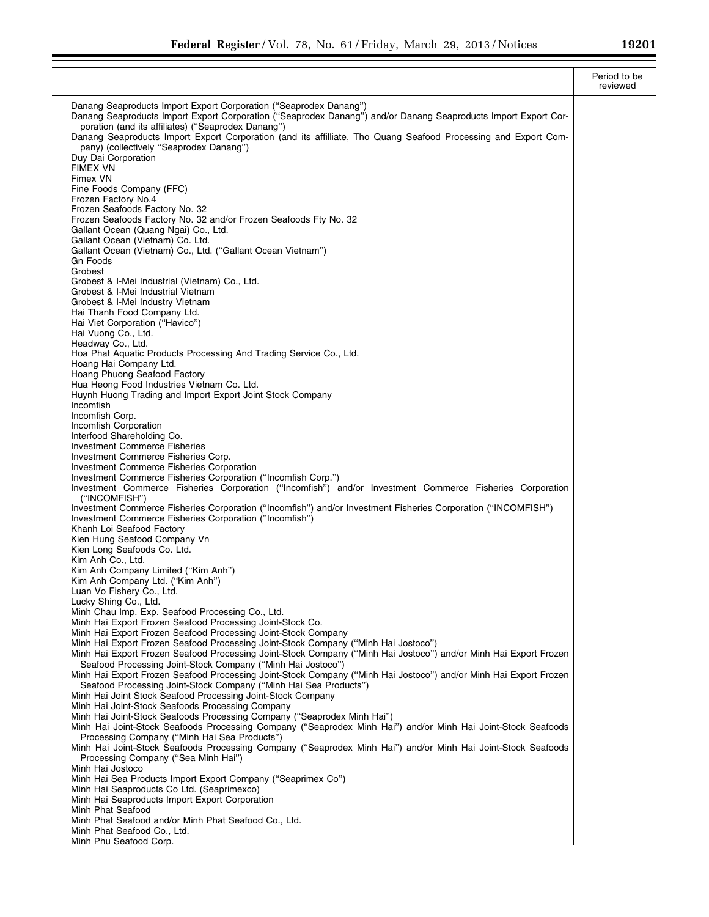| | Period to be reviewed |
|---|---|
| Danang Seaproducts Import Export Corporation (''Seaprodex Danang'') | |
| Danang Seaproducts Import Export Corporation (''Seaprodex Danang'') and/or Danang Seaproducts Import Export Corporation (and its affiliates) (''Seaprodex Danang'') | |
| Danang Seaproducts Import Export Corporation (and its affilliate, Tho Quang Seafood Processing and Export Company) (collectively ''Seaprodex Danang'') | |
| Duy Dai Corporation | |
| FIMEX VN | |
| Fimex VN | |
| Fine Foods Company (FFC) | |
| Frozen Factory No.4 | |
| Frozen Seafoods Factory No. 32 | |
| Frozen Seafoods Factory No. 32 and/or Frozen Seafoods Fty No. 32 | |
| Gallant Ocean (Quang Ngai) Co., Ltd. | |
| Gallant Ocean (Vietnam) Co. Ltd. | |
| Gallant Ocean (Vietnam) Co., Ltd. (''Gallant Ocean Vietnam'') | |
| Gn Foods | |
| Grobest | |
| Grobest & I-Mei Industrial (Vietnam) Co., Ltd. | |
| Grobest & I-Mei Industrial Vietnam | |
| Grobest & I-Mei Industry Vietnam | |
| Hai Thanh Food Company Ltd. | |
| Hai Viet Corporation (''Havico'') | |
| Hai Vuong Co., Ltd. | |
| Headway Co., Ltd. | |
| Hoa Phat Aquatic Products Processing And Trading Service Co., Ltd. | |
| Hoang Hai Company Ltd. | |
| Hoang Phuong Seafood Factory | |
| Hua Heong Food Industries Vietnam Co. Ltd. | |
| Huynh Huong Trading and Import Export Joint Stock Company | |
| Incomfish | |
| Incomfish Corp. | |
| Incomfish Corporation | |
| Interfood Shareholding Co. | |
| Investment Commerce Fisheries | |
| Investment Commerce Fisheries Corp. | |
| Investment Commerce Fisheries Corporation | |
| Investment Commerce Fisheries Corporation (''Incomfish Corp.'') | |
| Investment Commerce Fisheries Corporation (''Incomfish'') and/or Investment Commerce Fisheries Corporation (''INCOMFISH'') | |
| Investment Commerce Fisheries Corporation (''Incomfish'') and/or Investment Fisheries Corporation (''INCOMFISH'') | |
| Investment Commerce Fisheries Corporation (''Incomfish'') | |
| Khanh Loi Seafood Factory | |
| Kien Hung Seafood Company Vn | |
| Kien Long Seafoods Co. Ltd. | |
| Kim Anh Co., Ltd. | |
| Kim Anh Company Limited (''Kim Anh'') | |
| Kim Anh Company Ltd. (''Kim Anh'') | |
| Luan Vo Fishery Co., Ltd. | |
| Lucky Shing Co., Ltd. | |
| Minh Chau Imp. Exp. Seafood Processing Co., Ltd. | |
| Minh Hai Export Frozen Seafood Processing Joint-Stock Co. | |
| Minh Hai Export Frozen Seafood Processing Joint-Stock Company | |
| Minh Hai Export Frozen Seafood Processing Joint-Stock Company (''Minh Hai Jostoco'') | |
| Minh Hai Export Frozen Seafood Processing Joint-Stock Company (''Minh Hai Jostoco'') and/or Minh Hai Export Frozen Seafood Processing Joint-Stock Company (''Minh Hai Jostoco'') | |
| Minh Hai Export Frozen Seafood Processing Joint-Stock Company (''Minh Hai Jostoco'') and/or Minh Hai Export Frozen Seafood Processing Joint-Stock Company (''Minh Hai Sea Products'') | |
| Minh Hai Joint Stock Seafood Processing Joint-Stock Company | |
| Minh Hai Joint-Stock Seafoods Processing Company | |
| Minh Hai Joint-Stock Seafoods Processing Company (''Seaprodex Minh Hai'') | |
| Minh Hai Joint-Stock Seafoods Processing Company (''Seaprodex Minh Hai'') and/or Minh Hai Joint-Stock Seafoods Processing Company (''Minh Hai Sea Products'') | |
| Minh Hai Joint-Stock Seafoods Processing Company (''Seaprodex Minh Hai'') and/or Minh Hai Joint-Stock Seafoods Processing Company (''Sea Minh Hai'') | |
| Minh Hai Jostoco | |
| Minh Hai Sea Products Import Export Company (''Seaprimex Co'') | |
| Minh Hai Seaproducts Co Ltd. (Seaprimexco) | |
| Minh Hai Seaproducts Import Export Corporation | |
| Minh Phat Seafood | |
| Minh Phat Seafood and/or Minh Phat Seafood Co., Ltd. | |
| Minh Phat Seafood Co., Ltd. | |
| Minh Phu Seafood Corp. | |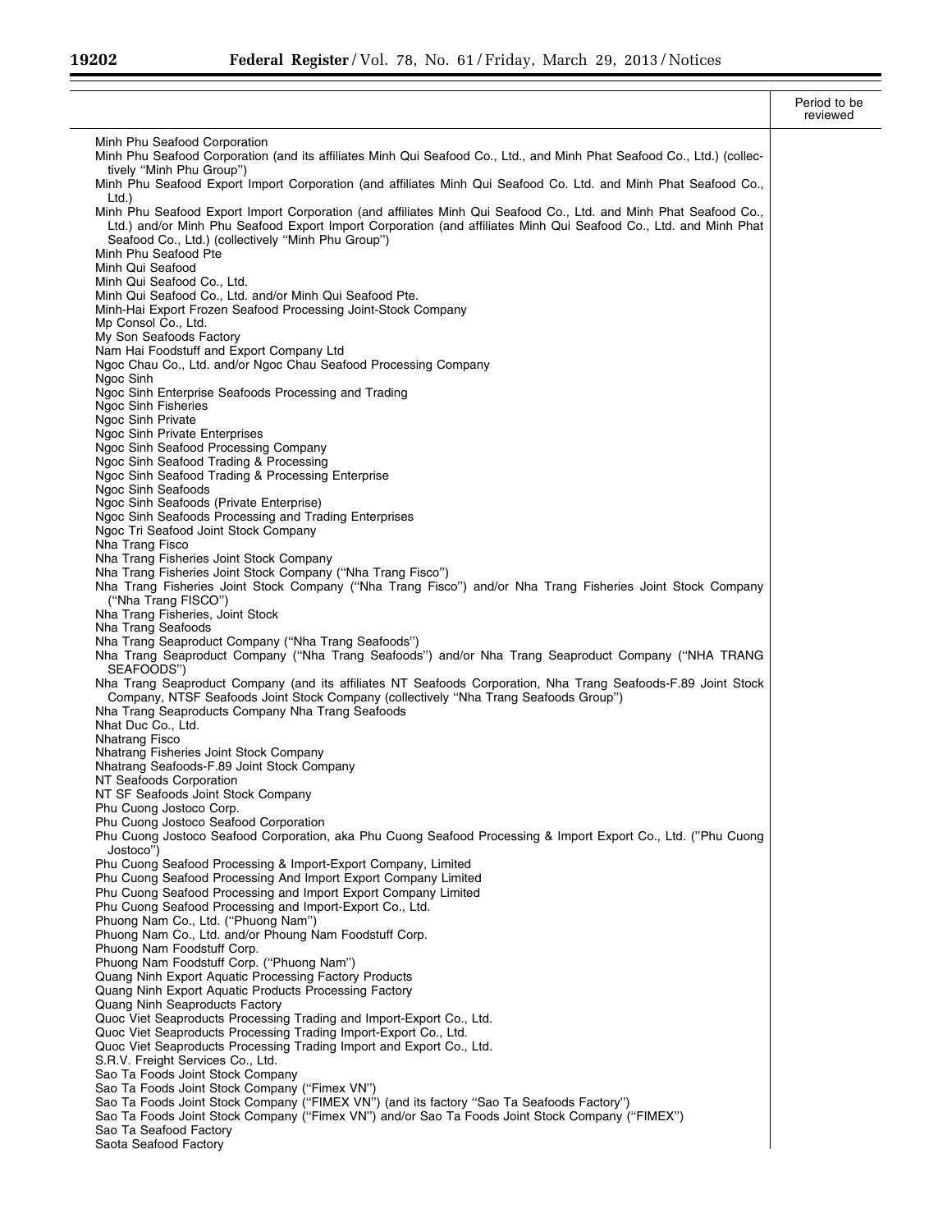| | Period to be reviewed |
|---|---|
| Minh Phu Seafood Corporation | |
| Minh Phu Seafood Corporation (and its affiliates Minh Qui Seafood Co., Ltd., and Minh Phat Seafood Co., Ltd.) (collectively "Minh Phu Group") | |
| Minh Phu Seafood Export Import Corporation (and affiliates Minh Qui Seafood Co. Ltd. and Minh Phat Seafood Co., Ltd.) | |
| Minh Phu Seafood Export Import Corporation (and affiliates Minh Qui Seafood Co., Ltd. and Minh Phat Seafood Co., Ltd.) and/or Minh Phu Seafood Export Import Corporation (and affiliates Minh Qui Seafood Co., Ltd. and Minh Phat Seafood Co., Ltd.) (collectively "Minh Phu Group") | |
| Minh Phu Seafood Pte | |
| Minh Qui Seafood | |
| Minh Qui Seafood Co., Ltd. | |
| Minh Qui Seafood Co., Ltd. and/or Minh Qui Seafood Pte. | |
| Minh-Hai Export Frozen Seafood Processing Joint-Stock Company | |
| Mp Consol Co., Ltd. | |
| My Son Seafoods Factory | |
| Nam Hai Foodstuff and Export Company Ltd | |
| Ngoc Chau Co., Ltd. and/or Ngoc Chau Seafood Processing Company | |
| Ngoc Sinh | |
| Ngoc Sinh Enterprise Seafoods Processing and Trading | |
| Ngoc Sinh Fisheries | |
| Ngoc Sinh Private | |
| Ngoc Sinh Private Enterprises | |
| Ngoc Sinh Seafood Processing Company | |
| Ngoc Sinh Seafood Trading & Processing | |
| Ngoc Sinh Seafood Trading & Processing Enterprise | |
| Ngoc Sinh Seafoods | |
| Ngoc Sinh Seafoods (Private Enterprise) | |
| Ngoc Sinh Seafoods Processing and Trading Enterprises | |
| Ngoc Tri Seafood Joint Stock Company | |
| Nha Trang Fisco | |
| Nha Trang Fisheries Joint Stock Company | |
| Nha Trang Fisheries Joint Stock Company ("Nha Trang Fisco") | |
| Nha Trang Fisheries Joint Stock Company ("Nha Trang Fisco") and/or Nha Trang Fisheries Joint Stock Company ("Nha Trang FISCO") | |
| Nha Trang Fisheries, Joint Stock | |
| Nha Trang Seafoods | |
| Nha Trang Seaproduct Company ("Nha Trang Seafoods") | |
| Nha Trang Seaproduct Company ("Nha Trang Seafoods") and/or Nha Trang Seaproduct Company ("NHA TRANG SEAFOODS") | |
| Nha Trang Seaproduct Company (and its affiliates NT Seafoods Corporation, Nha Trang Seafoods-F.89 Joint Stock Company, NTSF Seafoods Joint Stock Company (collectively "Nha Trang Seafoods Group") | |
| Nha Trang Seaproducts Company Nha Trang Seafoods | |
| Nhat Duc Co., Ltd. | |
| Nhatrang Fisco | |
| Nhatrang Fisheries Joint Stock Company | |
| Nhatrang Seafoods-F.89 Joint Stock Company | |
| NT Seafoods Corporation | |
| NT SF Seafoods Joint Stock Company | |
| Phu Cuong Jostoco Corp. | |
| Phu Cuong Jostoco Seafood Corporation | |
| Phu Cuong Jostoco Seafood Corporation, aka Phu Cuong Seafood Processing & Import Export Co., Ltd. ("Phu Cuong Jostoco") | |
| Phu Cuong Seafood Processing & Import-Export Company, Limited | |
| Phu Cuong Seafood Processing And Import Export Company Limited | |
| Phu Cuong Seafood Processing and Import Export Company Limited | |
| Phu Cuong Seafood Processing and Import-Export Co., Ltd. | |
| Phuong Nam Co., Ltd. ("Phuong Nam") | |
| Phuong Nam Co., Ltd. and/or Phoung Nam Foodstuff Corp. | |
| Phuong Nam Foodstuff Corp. | |
| Phuong Nam Foodstuff Corp. ("Phuong Nam") | |
| Quang Ninh Export Aquatic Processing Factory Products | |
| Quang Ninh Export Aquatic Products Processing Factory | |
| Quang Ninh Seaproducts Factory | |
| Quoc Viet Seaproducts Processing Trading and Import-Export Co., Ltd. | |
| Quoc Viet Seaproducts Processing Trading Import-Export Co., Ltd. | |
| Quoc Viet Seaproducts Processing Trading Import and Export Co., Ltd. | |
| S.R.V. Freight Services Co., Ltd. | |
| Sao Ta Foods Joint Stock Company | |
| Sao Ta Foods Joint Stock Company ("Fimex VN") | |
| Sao Ta Foods Joint Stock Company ("FIMEX VN") (and its factory "Sao Ta Seafoods Factory") | |
| Sao Ta Foods Joint Stock Company ("Fimex VN") and/or Sao Ta Foods Joint Stock Company ("FIMEX") | |
| Sao Ta Seafood Factory | |
| Saota Seafood Factory | |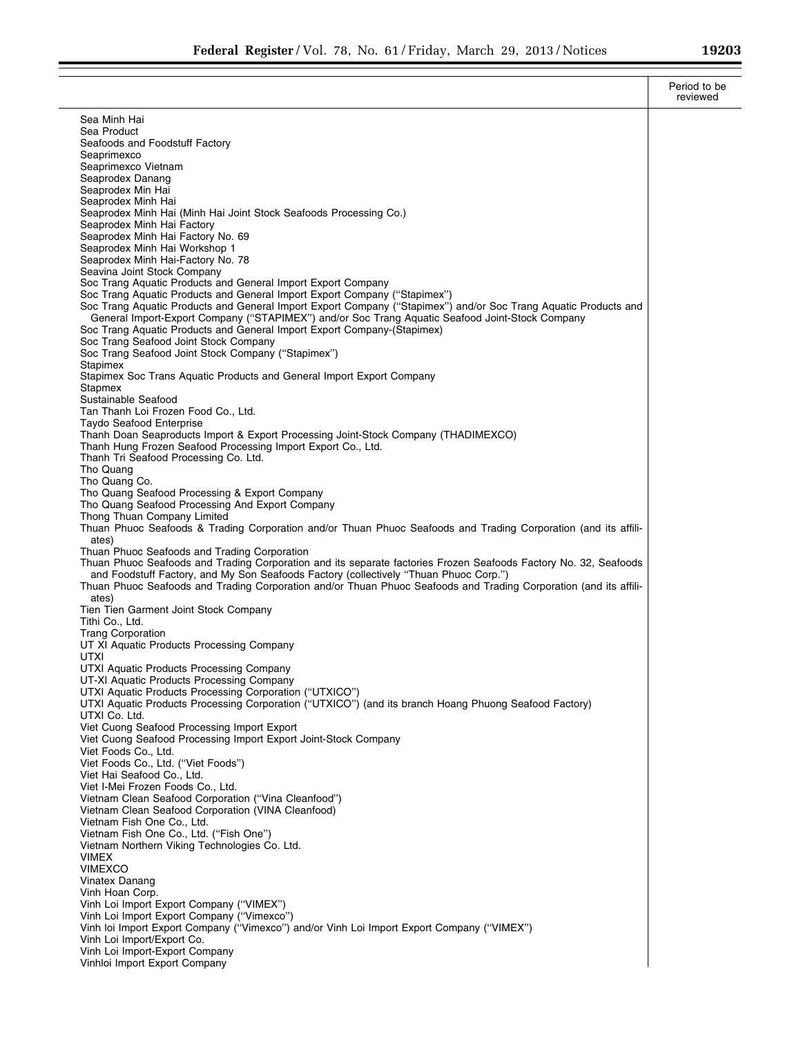| | Period to be reviewed |
|---|---|
| Sea Minh Hai | |
| Sea Product | |
| Seafoods and Foodstuff Factory | |
| Seaprimexco | |
| Seaprimexco Vietnam | |
| Seaprodex Danang | |
| Seaprodex Min Hai | |
| Seaprodex Minh Hai | |
| Seaprodex Minh Hai (Minh Hai Joint Stock Seafoods Processing Co.) | |
| Seaprodex Minh Hai Factory | |
| Seaprodex Minh Hai Factory No. 69 | |
| Seaprodex Minh Hai Workshop 1 | |
| Seaprodex Minh Hai-Factory No. 78 | |
| Seavina Joint Stock Company | |
| Soc Trang Aquatic Products and General Import Export Company | |
| Soc Trang Aquatic Products and General Import Export Company ("Stapimex") | |
| Soc Trang Aquatic Products and General Import Export Company ("Stapimex") and/or Soc Trang Aquatic Products and General Import-Export Company ("STAPIMEX") and/or Soc Trang Aquatic Seafood Joint-Stock Company | |
| Soc Trang Aquatic Products and General Import Export Company-(Stapimex) | |
| Soc Trang Seafood Joint Stock Company | |
| Soc Trang Seafood Joint Stock Company ("Stapimex") | |
| Stapimex | |
| Stapimex Soc Trans Aquatic Products and General Import Export Company | |
| Stapmex | |
| Sustainable Seafood | |
| Tan Thanh Loi Frozen Food Co., Ltd. | |
| Taydo Seafood Enterprise | |
| Thanh Doan Seaproducts Import & Export Processing Joint-Stock Company (THADIMEXCO) | |
| Thanh Hung Frozen Seafood Processing Import Export Co., Ltd. | |
| Thanh Tri Seafood Processing Co. Ltd. | |
| Tho Quang | |
| Tho Quang Co. | |
| Tho Quang Seafood Processing & Export Company | |
| Tho Quang Seafood Processing And Export Company | |
| Thong Thuan Company Limited | |
| Thuan Phuoc Seafoods & Trading Corporation and/or Thuan Phuoc Seafoods and Trading Corporation (and its affiliates) | |
| Thuan Phuoc Seafoods and Trading Corporation | |
| Thuan Phuoc Seafoods and Trading Corporation and its separate factories Frozen Seafoods Factory No. 32, Seafoods and Foodstuff Factory, and My Son Seafoods Factory (collectively "Thuan Phuoc Corp.") | |
| Thuan Phuoc Seafoods and Trading Corporation and/or Thuan Phuoc Seafoods and Trading Corporation (and its affiliates) | |
| Tien Tien Garment Joint Stock Company | |
| Tithi Co., Ltd. | |
| Trang Corporation | |
| UT XI Aquatic Products Processing Company | |
| UTXI | |
| UTXI Aquatic Products Processing Company | |
| UT-XI Aquatic Products Processing Company | |
| UTXI Aquatic Products Processing Corporation ("UTXICO") | |
| UTXI Aquatic Products Processing Corporation ("UTXICO") (and its branch Hoang Phuong Seafood Factory) | |
| UTXI Co. Ltd. | |
| Viet Cuong Seafood Processing Import Export | |
| Viet Cuong Seafood Processing Import Export Joint-Stock Company | |
| Viet Foods Co., Ltd. | |
| Viet Foods Co., Ltd. ("Viet Foods") | |
| Viet Hai Seafood Co., Ltd. | |
| Viet I-Mei Frozen Foods Co., Ltd. | |
| Vietnam Clean Seafood Corporation ("Vina Cleanfood") | |
| Vietnam Clean Seafood Corporation (VINA Cleanfood) | |
| Vietnam Fish One Co., Ltd. | |
| Vietnam Fish One Co., Ltd. ("Fish One") | |
| Vietnam Northern Viking Technologies Co. Ltd. | |
| VIMEX | |
| VIMEXCO | |
| Vinatex Danang | |
| Vinh Hoan Corp. | |
| Vinh Loi Import Export Company ("VIMEX") | |
| Vinh Loi Import Export Company ("Vimexco") | |
| Vinh loi Import Export Company ("Vimexco") and/or Vinh Loi Import Export Company ("VIMEX") | |
| Vinh Loi Import/Export Co. | |
| Vinh Loi Import-Export Company | |
| Vinhloi Import Export Company | |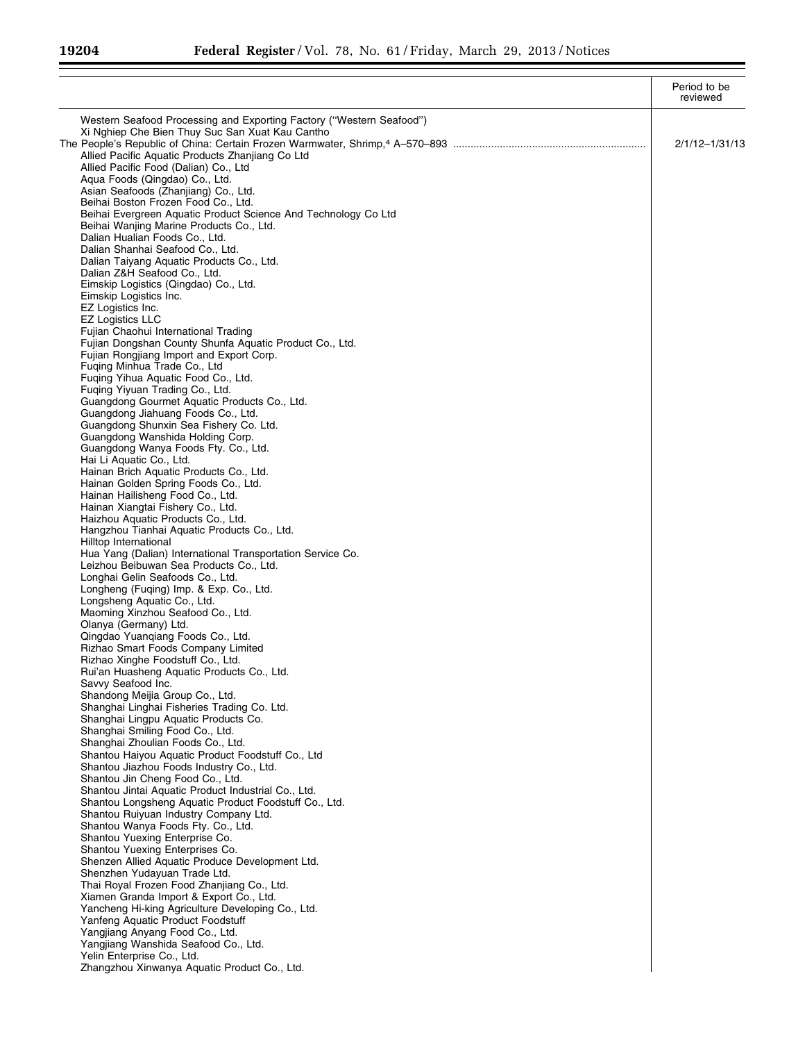| | Period to be reviewed |
|---|---|
| Western Seafood Processing and Exporting Factory (''Western Seafood'') | |
| Xi Nghiep Che Bien Thuy Suc San Xuat Kau Cantho | |
| The People's Republic of China: Certain Frozen Warmwater, Shrimp,[4] A–570–893 | 2/1/12–1/31/13 |
| Allied Pacific Aquatic Products Zhanjiang Co Ltd | |
| Allied Pacific Food (Dalian) Co., Ltd | |
| Aqua Foods (Qingdao) Co., Ltd. | |
| Asian Seafoods (Zhanjiang) Co., Ltd. | |
| Beihai Boston Frozen Food Co., Ltd. | |
| Beihai Evergreen Aquatic Product Science And Technology Co Ltd | |
| Beihai Wanjing Marine Products Co., Ltd. | |
| Dalian Hualian Foods Co., Ltd. | |
| Dalian Shanhai Seafood Co., Ltd. | |
| Dalian Taiyang Aquatic Products Co., Ltd. | |
| Dalian Z&H Seafood Co., Ltd. | |
| Eimskip Logistics (Qingdao) Co., Ltd. | |
| Eimskip Logistics Inc. | |
| EZ Logistics Inc. | |
| EZ Logistics LLC | |
| Fujian Chaohui International Trading | |
| Fujian Dongshan County Shunfa Aquatic Product Co., Ltd. | |
| Fujian Rongjiang Import and Export Corp. | |
| Fuqing Minhua Trade Co., Ltd | |
| Fuqing Yihua Aquatic Food Co., Ltd. | |
| Fuqing Yiyuan Trading Co., Ltd. | |
| Guangdong Gourmet Aquatic Products Co., Ltd. | |
| Guangdong Jiahuang Foods Co., Ltd. | |
| Guangdong Shunxin Sea Fishery Co. Ltd. | |
| Guangdong Wanshida Holding Corp. | |
| Guangdong Wanya Foods Fty. Co., Ltd. | |
| Hai Li Aquatic Co., Ltd. | |
| Hainan Brich Aquatic Products Co., Ltd. | |
| Hainan Golden Spring Foods Co., Ltd. | |
| Hainan Hailisheng Food Co., Ltd. | |
| Hainan Xiangtai Fishery Co., Ltd. | |
| Haizhou Aquatic Products Co., Ltd. | |
| Hangzhou Tianhai Aquatic Products Co., Ltd. | |
| Hilltop International | |
| Hua Yang (Dalian) International Transportation Service Co. | |
| Leizhou Beibuwan Sea Products Co., Ltd. | |
| Longhai Gelin Seafoods Co., Ltd. | |
| Longheng (Fuqing) Imp. & Exp. Co., Ltd. | |
| Longsheng Aquatic Co., Ltd. | |
| Maoming Xinzhou Seafood Co., Ltd. | |
| Olanya (Germany) Ltd. | |
| Qingdao Yuanqiang Foods Co., Ltd. | |
| Rizhao Smart Foods Company Limited | |
| Rizhao Xinghe Foodstuff Co., Ltd. | |
| Rui'an Huasheng Aquatic Products Co., Ltd. | |
| Savvy Seafood Inc. | |
| Shandong Meijia Group Co., Ltd. | |
| Shanghai Linghai Fisheries Trading Co. Ltd. | |
| Shanghai Lingpu Aquatic Products Co. | |
| Shanghai Smiling Food Co., Ltd. | |
| Shanghai Zhoulian Foods Co., Ltd. | |
| Shantou Haiyou Aquatic Product Foodstuff Co., Ltd | |
| Shantou Jiazhou Foods Industry Co., Ltd. | |
| Shantou Jin Cheng Food Co., Ltd. | |
| Shantou Jintai Aquatic Product Industrial Co., Ltd. | |
| Shantou Longsheng Aquatic Product Foodstuff Co., Ltd. | |
| Shantou Ruiyuan Industry Company Ltd. | |
| Shantou Wanya Foods Fty. Co., Ltd. | |
| Shantou Yuexing Enterprise Co. | |
| Shantou Yuexing Enterprises Co. | |
| Shenzen Allied Aquatic Produce Development Ltd. | |
| Shenzhen Yudayuan Trade Ltd. | |
| Thai Royal Frozen Food Zhanjiang Co., Ltd. | |
| Xiamen Granda Import & Export Co., Ltd. | |
| Yancheng Hi-king Agriculture Developing Co., Ltd. | |
| Yanfeng Aquatic Product Foodstuff | |
| Yangjiang Anyang Food Co., Ltd. | |
| Yangjiang Wanshida Seafood Co., Ltd. | |
| Yelin Enterprise Co., Ltd. | |
| Zhangzhou Xinwanya Aquatic Product Co., Ltd. | |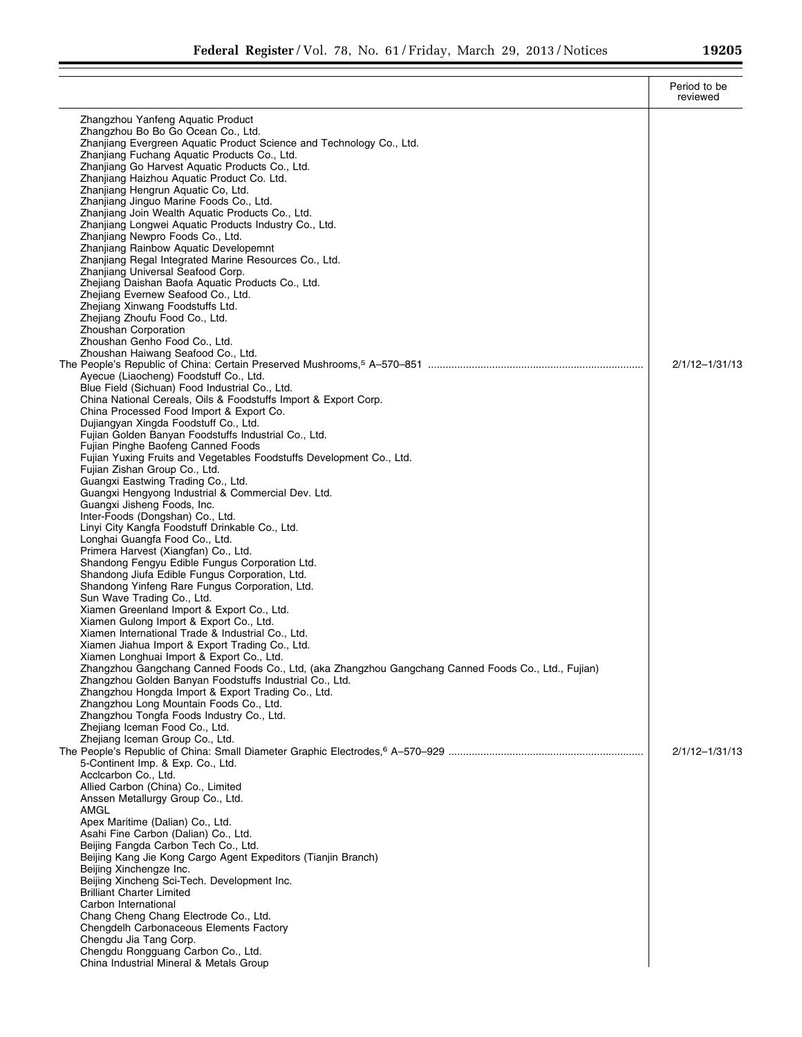| | Period to be reviewed |
|---|---|
| Zhangzhou Yanfeng Aquatic Product | |
| Zhangzhou Bo Bo Go Ocean Co., Ltd. | |
| Zhanjiang Evergreen Aquatic Product Science and Technology Co., Ltd. | |
| Zhanjiang Fuchang Aquatic Products Co., Ltd. | |
| Zhanjiang Go Harvest Aquatic Products Co., Ltd. | |
| Zhanjiang Haizhou Aquatic Product Co. Ltd. | |
| Zhanjiang Hengrun Aquatic Co, Ltd. | |
| Zhanjiang Jinguo Marine Foods Co., Ltd. | |
| Zhanjiang Join Wealth Aquatic Products Co., Ltd. | |
| Zhanjiang Longwei Aquatic Products Industry Co., Ltd. | |
| Zhanjiang Newpro Foods Co., Ltd. | |
| Zhanjiang Rainbow Aquatic Developemnt | |
| Zhanjiang Regal Integrated Marine Resources Co., Ltd. | |
| Zhanjiang Universal Seafood Corp. | |
| Zhejiang Daishan Baofa Aquatic Products Co., Ltd. | |
| Zhejiang Evernew Seafood Co., Ltd. | |
| Zhejiang Xinwang Foodstuffs Ltd. | |
| Zhejiang Zhoufu Food Co., Ltd. | |
| Zhoushan Corporation | |
| Zhoushan Genho Food Co., Ltd. | |
| Zhoushan Haiwang Seafood Co., Ltd. | |
| The People's Republic of China: Certain Preserved Mushrooms,[5] A–570–851 | 2/1/12–1/31/13 |
| Ayecue (Liaocheng) Foodstuff Co., Ltd. | |
| Blue Field (Sichuan) Food Industrial Co., Ltd. | |
| China National Cereals, Oils & Foodstuffs Import & Export Corp. | |
| China Processed Food Import & Export Co. | |
| Dujiangyan Xingda Foodstuff Co., Ltd. | |
| Fujian Golden Banyan Foodstuffs Industrial Co., Ltd. | |
| Fujian Pinghe Baofeng Canned Foods | |
| Fujian Yuxing Fruits and Vegetables Foodstuffs Development Co., Ltd. | |
| Fujian Zishan Group Co., Ltd. | |
| Guangxi Eastwing Trading Co., Ltd. | |
| Guangxi Hengyong Industrial & Commercial Dev. Ltd. | |
| Guangxi Jisheng Foods, Inc. | |
| Inter-Foods (Dongshan) Co., Ltd. | |
| Linyi City Kangfa Foodstuff Drinkable Co., Ltd. | |
| Longhai Guangfa Food Co., Ltd. | |
| Primera Harvest (Xiangfan) Co., Ltd. | |
| Shandong Fengyu Edible Fungus Corporation Ltd. | |
| Shandong Jiufa Edible Fungus Corporation, Ltd. | |
| Shandong Yinfeng Rare Fungus Corporation, Ltd. | |
| Sun Wave Trading Co., Ltd. | |
| Xiamen Greenland Import & Export Co., Ltd. | |
| Xiamen Gulong Import & Export Co., Ltd. | |
| Xiamen International Trade & Industrial Co., Ltd. | |
| Xiamen Jiahua Import & Export Trading Co., Ltd. | |
| Xiamen Longhuai Import & Export Co., Ltd. | |
| Zhangzhou Gangchang Canned Foods Co., Ltd, (aka Zhangzhou Gangchang Canned Foods Co., Ltd., Fujian) | |
| Zhangzhou Golden Banyan Foodstuffs Industrial Co., Ltd. | |
| Zhangzhou Hongda Import & Export Trading Co., Ltd. | |
| Zhangzhou Long Mountain Foods Co., Ltd. | |
| Zhangzhou Tongfa Foods Industry Co., Ltd. | |
| Zhejiang Iceman Food Co., Ltd. | |
| Zhejiang Iceman Group Co., Ltd. | |
| The People's Republic of China: Small Diameter Graphic Electrodes,[6] A–570–929 | 2/1/12–1/31/13 |
| 5-Continent Imp. & Exp. Co., Ltd. | |
| Acclcarbon Co., Ltd. | |
| Allied Carbon (China) Co., Limited | |
| Anssen Metallurgy Group Co., Ltd. | |
| AMGL | |
| Apex Maritime (Dalian) Co., Ltd. | |
| Asahi Fine Carbon (Dalian) Co., Ltd. | |
| Beijing Fangda Carbon Tech Co., Ltd. | |
| Beijing Kang Jie Kong Cargo Agent Expeditors (Tianjin Branch) | |
| Beijing Xinchengze Inc. | |
| Beijing Xincheng Sci-Tech. Development Inc. | |
| Brilliant Charter Limited | |
| Carbon International | |
| Chang Cheng Chang Electrode Co., Ltd. | |
| Chengdelh Carbonaceous Elements Factory | |
| Chengdu Jia Tang Corp. | |
| Chengdu Rongguang Carbon Co., Ltd. | |
| China Industrial Mineral & Metals Group | |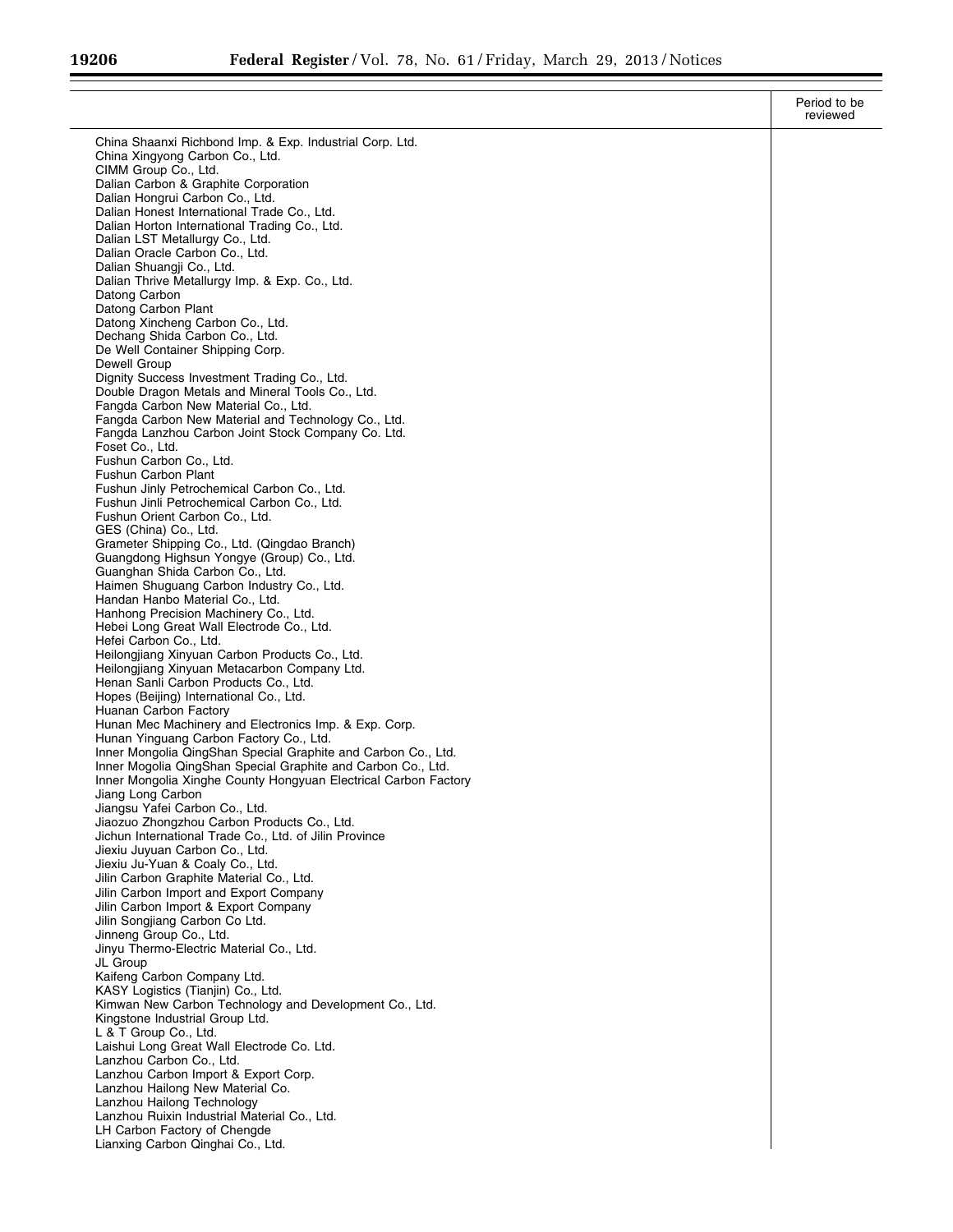| | Period to be reviewed |
|---|---|
| China Shaanxi Richbond Imp. & Exp. Industrial Corp. Ltd. | |
| China Xingyong Carbon Co., Ltd. | |
| CIMM Group Co., Ltd. | |
| Dalian Carbon & Graphite Corporation | |
| Dalian Hongrui Carbon Co., Ltd. | |
| Dalian Honest International Trade Co., Ltd. | |
| Dalian Horton International Trading Co., Ltd. | |
| Dalian LST Metallurgy Co., Ltd. | |
| Dalian Oracle Carbon Co., Ltd. | |
| Dalian Shuangji Co., Ltd. | |
| Dalian Thrive Metallurgy Imp. & Exp. Co., Ltd. | |
| Datong Carbon | |
| Datong Carbon Plant | |
| Datong Xincheng Carbon Co., Ltd. | |
| Dechang Shida Carbon Co., Ltd. | |
| De Well Container Shipping Corp. | |
| Dewell Group | |
| Dignity Success Investment Trading Co., Ltd. | |
| Double Dragon Metals and Mineral Tools Co., Ltd. | |
| Fangda Carbon New Material Co., Ltd. | |
| Fangda Carbon New Material and Technology Co., Ltd. | |
| Fangda Lanzhou Carbon Joint Stock Company Co. Ltd. | |
| Foset Co., Ltd. | |
| Fushun Carbon Co., Ltd. | |
| Fushun Carbon Plant | |
| Fushun Jinly Petrochemical Carbon Co., Ltd. | |
| Fushun Jinli Petrochemical Carbon Co., Ltd. | |
| Fushun Orient Carbon Co., Ltd. | |
| GES (China) Co., Ltd. | |
| Grameter Shipping Co., Ltd. (Qingdao Branch) | |
| Guangdong Highsun Yongye (Group) Co., Ltd. | |
| Guanghan Shida Carbon Co., Ltd. | |
| Haimen Shuguang Carbon Industry Co., Ltd. | |
| Handan Hanbo Material Co., Ltd. | |
| Hanhong Precision Machinery Co., Ltd. | |
| Hebei Long Great Wall Electrode Co., Ltd. | |
| Hefei Carbon Co., Ltd. | |
| Heilongjiang Xinyuan Carbon Products Co., Ltd. | |
| Heilongjiang Xinyuan Metacarbon Company Ltd. | |
| Henan Sanli Carbon Products Co., Ltd. | |
| Hopes (Beijing) International Co., Ltd. | |
| Huanan Carbon Factory | |
| Hunan Mec Machinery and Electronics Imp. & Exp. Corp. | |
| Hunan Yinguang Carbon Factory Co., Ltd. | |
| Inner Mongolia QingShan Special Graphite and Carbon Co., Ltd. | |
| Inner Mogolia QingShan Special Graphite and Carbon Co., Ltd. | |
| Inner Mongolia Xinghe County Hongyuan Electrical Carbon Factory | |
| Jiang Long Carbon | |
| Jiangsu Yafei Carbon Co., Ltd. | |
| Jiaozuo Zhongzhou Carbon Products Co., Ltd. | |
| Jichun International Trade Co., Ltd. of Jilin Province | |
| Jiexiu Juyuan Carbon Co., Ltd. | |
| Jiexiu Ju-Yuan & Coaly Co., Ltd. | |
| Jilin Carbon Graphite Material Co., Ltd. | |
| Jilin Carbon Import and Export Company | |
| Jilin Carbon Import & Export Company | |
| Jilin Songjiang Carbon Co Ltd. | |
| Jinneng Group Co., Ltd. | |
| Jinyu Thermo-Electric Material Co., Ltd. | |
| JL Group | |
| Kaifeng Carbon Company Ltd. | |
| KASY Logistics (Tianjin) Co., Ltd. | |
| Kimwan New Carbon Technology and Development Co., Ltd. | |
| Kingstone Industrial Group Ltd. | |
| L & T Group Co., Ltd. | |
| Laishui Long Great Wall Electrode Co. Ltd. | |
| Lanzhou Carbon Co., Ltd. | |
| Lanzhou Carbon Import & Export Corp. | |
| Lanzhou Hailong New Material Co. | |
| Lanzhou Hailong Technology | |
| Lanzhou Ruixin Industrial Material Co., Ltd. | |
| LH Carbon Factory of Chengde | |
| Lianxing Carbon Qinghai Co., Ltd. | |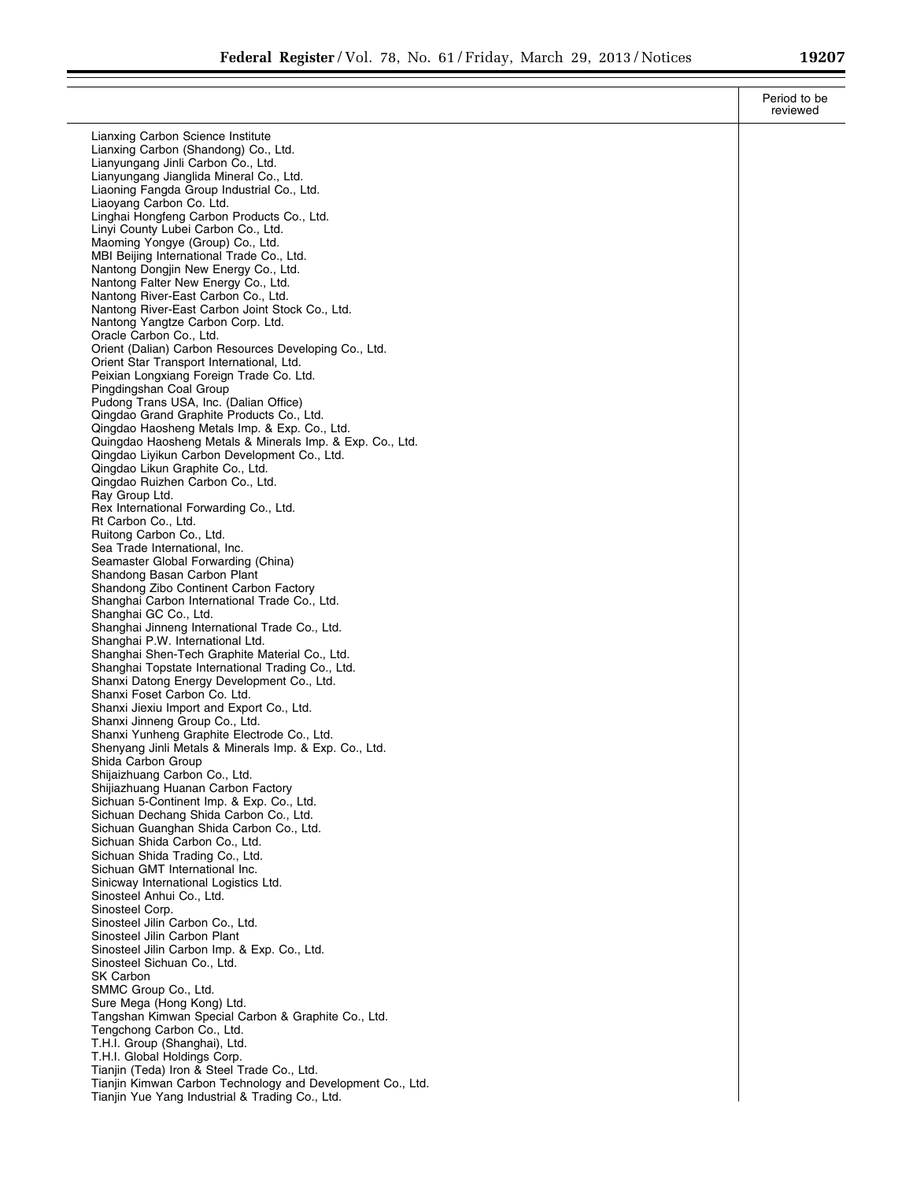| | Period to be reviewed |
|---|---|
| Lianxing Carbon Science Institute | |
| Lianxing Carbon (Shandong) Co., Ltd. | |
| Lianyungang Jinli Carbon Co., Ltd. | |
| Lianyungang Jianglida Mineral Co., Ltd. | |
| Liaoning Fangda Group Industrial Co., Ltd. | |
| Liaoyang Carbon Co. Ltd. | |
| Linghai Hongfeng Carbon Products Co., Ltd. | |
| Linyi County Lubei Carbon Co., Ltd. | |
| Maoming Yongye (Group) Co., Ltd. | |
| MBI Beijing International Trade Co., Ltd. | |
| Nantong Dongjin New Energy Co., Ltd. | |
| Nantong Falter New Energy Co., Ltd. | |
| Nantong River-East Carbon Co., Ltd. | |
| Nantong River-East Carbon Joint Stock Co., Ltd. | |
| Nantong Yangtze Carbon Corp. Ltd. | |
| Oracle Carbon Co., Ltd. | |
| Orient (Dalian) Carbon Resources Developing Co., Ltd. | |
| Orient Star Transport International, Ltd. | |
| Peixian Longxiang Foreign Trade Co. Ltd. | |
| Pingdingshan Coal Group | |
| Pudong Trans USA, Inc. (Dalian Office) | |
| Qingdao Grand Graphite Products Co., Ltd. | |
| Qingdao Haosheng Metals Imp. & Exp. Co., Ltd. | |
| Quingdao Haosheng Metals & Minerals Imp. & Exp. Co., Ltd. | |
| Qingdao Liyikun Carbon Development Co., Ltd. | |
| Qingdao Likun Graphite Co., Ltd. | |
| Qingdao Ruizhen Carbon Co., Ltd. | |
| Ray Group Ltd. | |
| Rex International Forwarding Co., Ltd. | |
| Rt Carbon Co., Ltd. | |
| Ruitong Carbon Co., Ltd. | |
| Sea Trade International, Inc. | |
| Seamaster Global Forwarding (China) | |
| Shandong Basan Carbon Plant | |
| Shandong Zibo Continent Carbon Factory | |
| Shanghai Carbon International Trade Co., Ltd. | |
| Shanghai GC Co., Ltd. | |
| Shanghai Jinneng International Trade Co., Ltd. | |
| Shanghai P.W. International Ltd. | |
| Shanghai Shen-Tech Graphite Material Co., Ltd. | |
| Shanghai Topstate International Trading Co., Ltd. | |
| Shanxi Datong Energy Development Co., Ltd. | |
| Shanxi Foset Carbon Co. Ltd. | |
| Shanxi Jiexiu Import and Export Co., Ltd. | |
| Shanxi Jinneng Group Co., Ltd. | |
| Shanxi Yunheng Graphite Electrode Co., Ltd. | |
| Shenyang Jinli Metals & Minerals Imp. & Exp. Co., Ltd. | |
| Shida Carbon Group | |
| Shijaizhuang Carbon Co., Ltd. | |
| Shijiazhuang Huanan Carbon Factory | |
| Sichuan 5-Continent Imp. & Exp. Co., Ltd. | |
| Sichuan Dechang Shida Carbon Co., Ltd. | |
| Sichuan Guanghan Shida Carbon Co., Ltd. | |
| Sichuan Shida Carbon Co., Ltd. | |
| Sichuan Shida Trading Co., Ltd. | |
| Sichuan GMT International Inc. | |
| Sinicway International Logistics Ltd. | |
| Sinosteel Anhui Co., Ltd. | |
| Sinosteel Corp. | |
| Sinosteel Jilin Carbon Co., Ltd. | |
| Sinosteel Jilin Carbon Plant | |
| Sinosteel Jilin Carbon Imp. & Exp. Co., Ltd. | |
| Sinosteel Sichuan Co., Ltd. | |
| SK Carbon | |
| SMMC Group Co., Ltd. | |
| Sure Mega (Hong Kong) Ltd. | |
| Tangshan Kimwan Special Carbon & Graphite Co., Ltd. | |
| Tengchong Carbon Co., Ltd. | |
| T.H.I. Group (Shanghai), Ltd. | |
| T.H.I. Global Holdings Corp. | |
| Tianjin (Teda) Iron & Steel Trade Co., Ltd. | |
| Tianjin Kimwan Carbon Technology and Development Co., Ltd. | |
| Tianjin Yue Yang Industrial & Trading Co., Ltd. | |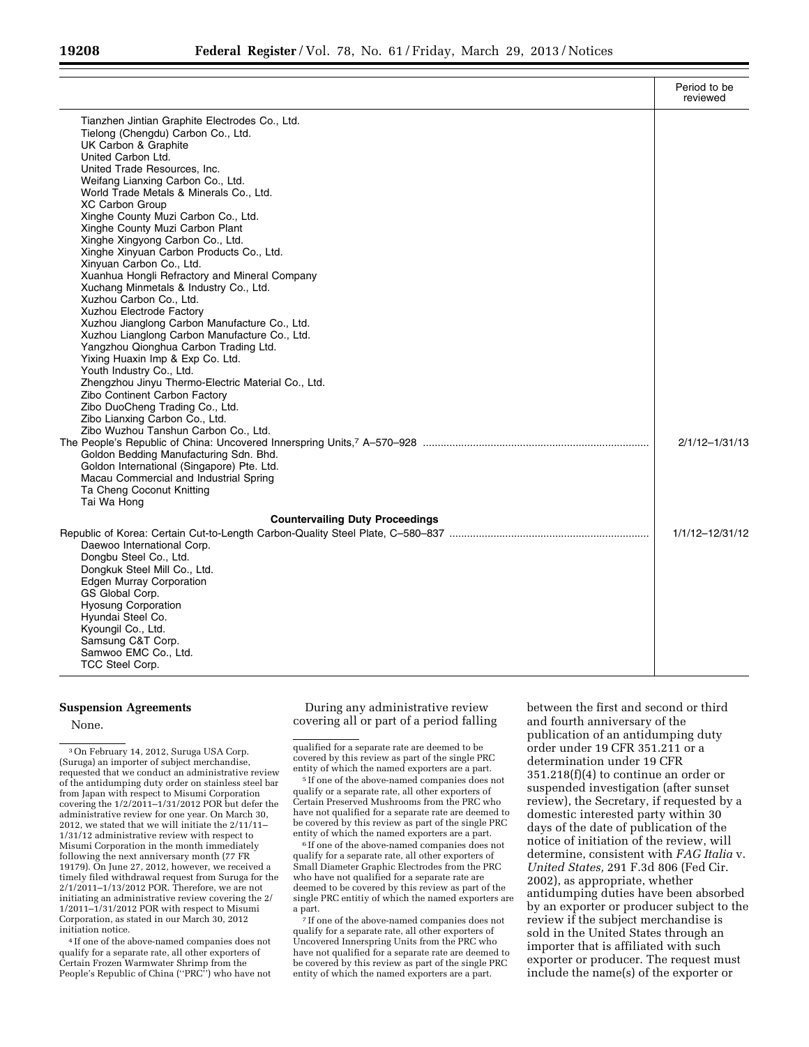| | Period to be reviewed |
|---|---|
| Tianzhen Jintian Graphite Electrodes Co., Ltd. | |
| Tielong (Chengdu) Carbon Co., Ltd. | |
| UK Carbon & Graphite | |
| United Carbon Ltd. | |
| United Trade Resources, Inc. | |
| Weifang Lianxing Carbon Co., Ltd. | |
| World Trade Metals & Minerals Co., Ltd. | |
| XC Carbon Group | |
| Xinghe County Muzi Carbon Co., Ltd. | |
| Xinghe County Muzi Carbon Plant | |
| Xinghe Xingyong Carbon Co., Ltd. | |
| Xinghe Xinyuan Carbon Products Co., Ltd. | |
| Xinyuan Carbon Co., Ltd. | |
| Xuanhua Hongli Refractory and Mineral Company | |
| Xuchang Minmetals & Industry Co., Ltd. | |
| Xuzhou Carbon Co., Ltd. | |
| Xuzhou Electrode Factory | |
| Xuzhou Jianglong Carbon Manufacture Co., Ltd. | |
| Xuzhou Lianglong Carbon Manufacture Co., Ltd. | |
| Yangzhou Qionghua Carbon Trading Ltd. | |
| Yixing Huaxin Imp & Exp Co. Ltd. | |
| Youth Industry Co., Ltd. | |
| Zhengzhou Jinyu Thermo-Electric Material Co., Ltd. | |
| Zibo Continent Carbon Factory | |
| Zibo DuoCheng Trading Co., Ltd. | |
| Zibo Lianxing Carbon Co., Ltd. | |
| Zibo Wuzhou Tanshun Carbon Co., Ltd. | |
| The People's Republic of China: Uncovered Innerspring Units,[7] A–570–928 | 2/1/12–1/31/13 |
| Goldon Bedding Manufacturing Sdn. Bhd. | |
| Goldon International (Singapore) Pte. Ltd. | |
| Macau Commercial and Industrial Spring | |
| Ta Cheng Coconut Knitting | |
| Tai Wa Hong | |
| **Countervailing Duty Proceedings** | |
| Republic of Korea: Certain Cut-to-Length Carbon-Quality Steel Plate, C–580–837 | 1/1/12–12/31/12 |
| Daewoo International Corp. | |
| Dongbu Steel Co., Ltd. | |
| Dongkuk Steel Mill Co., Ltd. | |
| Edgen Murray Corporation | |
| GS Global Corp. | |
| Hyosung Corporation | |
| Hyundai Steel Co. | |
| Kyoungil Co., Ltd. | |
| Samsung C&T Corp. | |
| Samwoo EMC Co., Ltd. | |
| TCC Steel Corp. | |

**Suspension Agreements**

None.

During any administrative review covering all or part of a period falling between the first and second or third and fourth anniversary of the publication of an antidumping duty order under 19 CFR 351.211 or a determination under 19 CFR 351.218(f)(4) to continue an order or suspended investigation (after sunset review), the Secretary, if requested by a domestic interested party within 30 days of the date of publication of the notice of initiation of the review, will determine, consistent with *FAG Italia* v. *United States,* 291 F.3d 806 (Fed Cir. 2002), as appropriate, whether antidumping duties have been absorbed by an exporter or producer subject to the review if the subject merchandise is sold in the United States through an importer that is affiliated with such exporter or producer. The request must include the name(s) of the exporter or

---

[3] On February 14, 2012, Suruga USA Corp. (Suruga) an importer of subject merchandise, requested that we conduct an administrative review of the antidumping duty order on stainless steel bar from Japan with respect to Misumi Corporation covering the 1/2/2011–1/31/2012 POR but defer the administrative review for one year. On March 30, 2012, we stated that we will initiate the 2/11/11–1/31/12 administrative review with respect to Misumi Corporation in the month immediately following the next anniversary month (77 FR 19179). On June 27, 2012, however, we received a timely filed withdrawal request from Suruga for the 2/1/2011–1/13/2012 POR. Therefore, we are not initiating an administrative review covering the 2/1/2011–1/31/2012 POR with respect to Misumi Corporation, as stated in our March 30, 2012 initiation notice.

[4] If one of the above-named companies does not qualify for a separate rate, all other exporters of Certain Frozen Warmwater Shrimp from the People's Republic of China (''PRC'') who have not qualified for a separate rate are deemed to be covered by this review as part of the single PRC entity of which the named exporters are a part.

[5] If one of the above-named companies does not qualify or a separate rate, all other exporters of Certain Preserved Mushrooms from the PRC who have not qualified for a separate rate are deemed to be covered by this review as part of the single PRC entity of which the named exporters are a part.

[6] If one of the above-named companies does not qualify for a separate rate, all other exporters of Small Diameter Graphic Electrodes from the PRC who have not qualified for a separate rate are deemed to be covered by this review as part of the single PRC entitiy of which the named exporters are a part.

[7] If one of the above-named companies does not qualify for a separate rate, all other exporters of Uncovered Innerspring Units from the PRC who have not qualified for a separate rate are deemed to be covered by this review as part of the single PRC entity of which the named exporters are a part.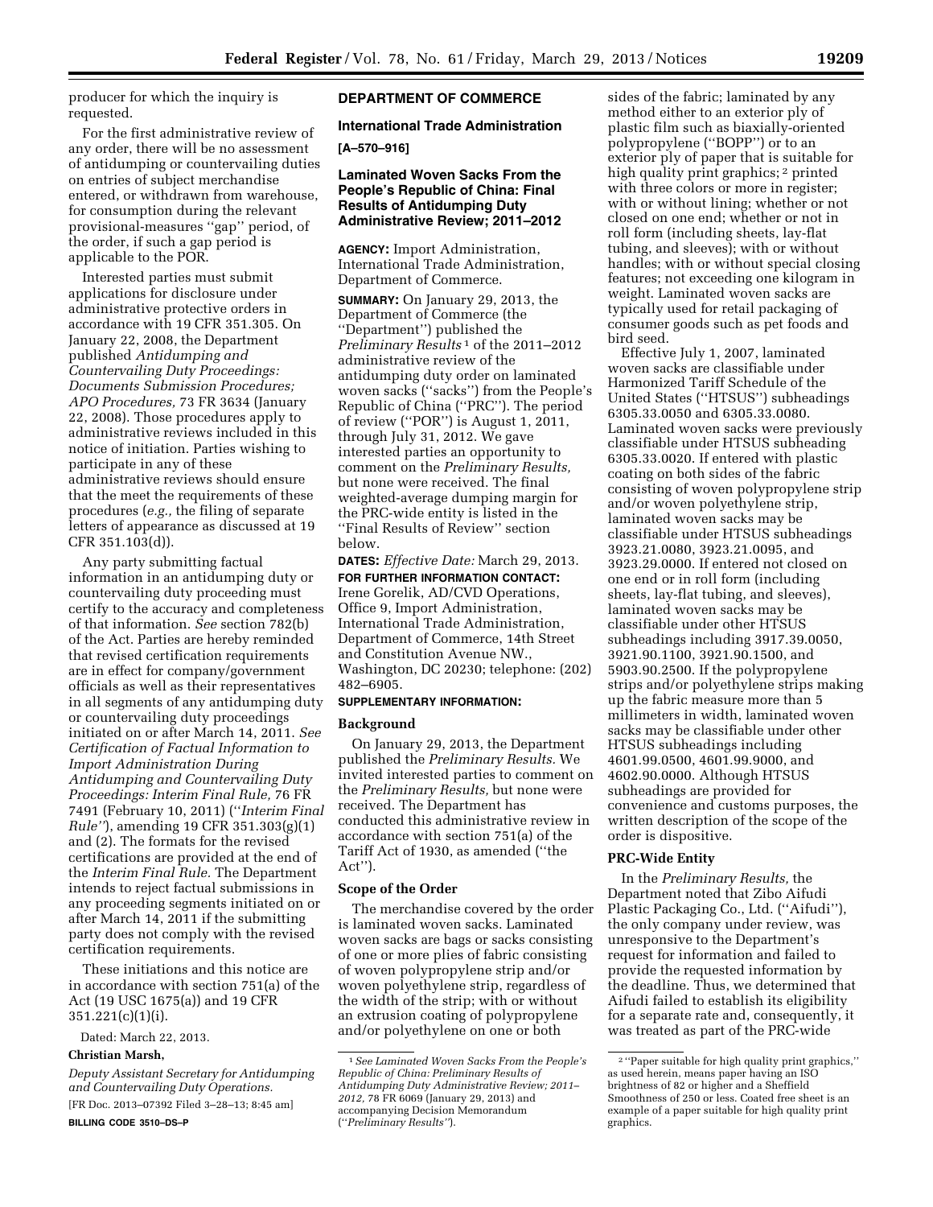producer for which the inquiry is requested.

For the first administrative review of any order, there will be no assessment of antidumping or countervailing duties on entries of subject merchandise entered, or withdrawn from warehouse, for consumption during the relevant provisional-measures ''gap'' period, of the order, if such a gap period is applicable to the POR.

Interested parties must submit applications for disclosure under administrative protective orders in accordance with 19 CFR 351.305. On January 22, 2008, the Department published *Antidumping and Countervailing Duty Proceedings: Documents Submission Procedures; APO Procedures,* 73 FR 3634 (January 22, 2008). Those procedures apply to administrative reviews included in this notice of initiation. Parties wishing to participate in any of these administrative reviews should ensure that the meet the requirements of these procedures (*e.g.,* the filing of separate letters of appearance as discussed at 19 CFR 351.103(d)).

Any party submitting factual information in an antidumping duty or countervailing duty proceeding must certify to the accuracy and completeness of that information. *See* section 782(b) of the Act. Parties are hereby reminded that revised certification requirements are in effect for company/government officials as well as their representatives in all segments of any antidumping duty or countervailing duty proceedings initiated on or after March 14, 2011. *See Certification of Factual Information to Import Administration During Antidumping and Countervailing Duty Proceedings: Interim Final Rule,* 76 FR 7491 (February 10, 2011) (''*Interim Final Rule''*), amending 19 CFR 351.303(g)(1) and (2). The formats for the revised certifications are provided at the end of the *Interim Final Rule.* The Department intends to reject factual submissions in any proceeding segments initiated on or after March 14, 2011 if the submitting party does not comply with the revised certification requirements.

These initiations and this notice are in accordance with section 751(a) of the Act (19 USC 1675(a)) and 19 CFR 351.221(c)(1)(i).

Dated: March 22, 2013.

**Christian Marsh,**

*Deputy Assistant Secretary for Antidumping and Countervailing Duty Operations.*

[FR Doc. 2013–07392 Filed 3–28–13; 8:45 am]

**BILLING CODE 3510–DS–P**

## DEPARTMENT OF COMMERCE

### International Trade Administration

**[A–570–916]**

### Laminated Woven Sacks From the People's Republic of China: Final Results of Antidumping Duty Administrative Review; 2011–2012

**AGENCY:** Import Administration, International Trade Administration, Department of Commerce.

**SUMMARY:** On January 29, 2013, the Department of Commerce (the ''Department'') published the *Preliminary Results*[1] of the 2011–2012 administrative review of the antidumping duty order on laminated woven sacks (''sacks'') from the People's Republic of China (''PRC''). The period of review (''POR'') is August 1, 2011, through July 31, 2012. We gave interested parties an opportunity to comment on the *Preliminary Results,* but none were received. The final weighted-average dumping margin for the PRC-wide entity is listed in the ''Final Results of Review'' section below.

**DATES:** *Effective Date:* March 29, 2013.

**FOR FURTHER INFORMATION CONTACT:** Irene Gorelik, AD/CVD Operations, Office 9, Import Administration, International Trade Administration, Department of Commerce, 14th Street and Constitution Avenue NW., Washington, DC 20230; telephone: (202) 482–6905.

**SUPPLEMENTARY INFORMATION:**

**Background**

On January 29, 2013, the Department published the *Preliminary Results.* We invited interested parties to comment on the *Preliminary Results,* but none were received. The Department has conducted this administrative review in accordance with section 751(a) of the Tariff Act of 1930, as amended (''the Act'').

**Scope of the Order**

The merchandise covered by the order is laminated woven sacks. Laminated woven sacks are bags or sacks consisting of one or more plies of fabric consisting of woven polypropylene strip and/or woven polyethylene strip, regardless of the width of the strip; with or without an extrusion coating of polypropylene and/or polyethylene on one or both sides of the fabric; laminated by any method either to an exterior ply of plastic film such as biaxially-oriented polypropylene (''BOPP'') or to an exterior ply of paper that is suitable for high quality print graphics;[2] printed with three colors or more in register; with or without lining; whether or not closed on one end; whether or not in roll form (including sheets, lay-flat tubing, and sleeves); with or without handles; with or without special closing features; not exceeding one kilogram in weight. Laminated woven sacks are typically used for retail packaging of consumer goods such as pet foods and bird seed.

Effective July 1, 2007, laminated woven sacks are classifiable under Harmonized Tariff Schedule of the United States (''HTSUS'') subheadings 6305.33.0050 and 6305.33.0080. Laminated woven sacks were previously classifiable under HTSUS subheading 6305.33.0020. If entered with plastic coating on both sides of the fabric consisting of woven polypropylene strip and/or woven polyethylene strip, laminated woven sacks may be classifiable under HTSUS subheadings 3923.21.0080, 3923.21.0095, and 3923.29.0000. If entered not closed on one end or in roll form (including sheets, lay-flat tubing, and sleeves), laminated woven sacks may be classifiable under other HTSUS subheadings including 3917.39.0050, 3921.90.1100, 3921.90.1500, and 5903.90.2500. If the polypropylene strips and/or polyethylene strips making up the fabric measure more than 5 millimeters in width, laminated woven sacks may be classifiable under other HTSUS subheadings including 4601.99.0500, 4601.99.9000, and 4602.90.0000. Although HTSUS subheadings are provided for convenience and customs purposes, the written description of the scope of the order is dispositive.

**PRC-Wide Entity**

In the *Preliminary Results,* the Department noted that Zibo Aifudi Plastic Packaging Co., Ltd. (''Aifudi''), the only company under review, was unresponsive to the Department's request for information and failed to provide the requested information by the deadline. Thus, we determined that Aifudi failed to establish its eligibility for a separate rate and, consequently, it was treated as part of the PRC-wide

[1] *See Laminated Woven Sacks From the People's Republic of China: Preliminary Results of Antidumping Duty Administrative Review; 2011–2012,* 78 FR 6069 (January 29, 2013) and accompanying Decision Memorandum (''*Preliminary Results''*).

[2] ''Paper suitable for high quality print graphics,'' as used herein, means paper having an ISO brightness of 82 or higher and a Sheffield Smoothness of 250 or less. Coated free sheet is an example of a paper suitable for high quality print graphics.